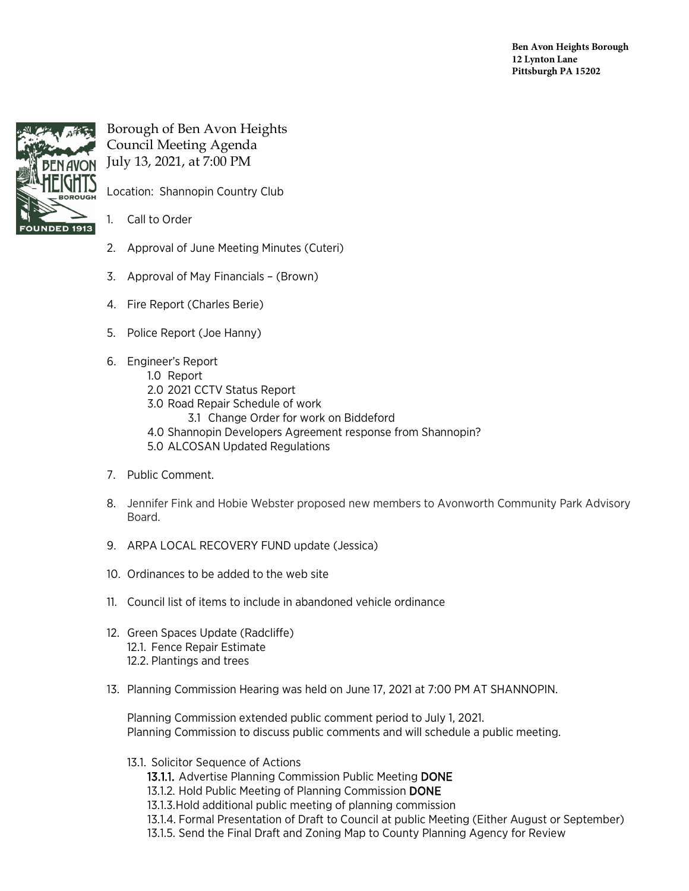**Ben Avon Heights Borough**
**12 Lynton Lane**
**Pittsburgh PA 15202**

# Borough of Ben Avon Heights
## Council Meeting Agenda
## July 13, 2021, at 7:00 PM

Location: Shannopin Country Club

1. Call to Order

2. Approval of June Meeting Minutes (Cuteri)

3. Approval of May Financials – (Brown)

4. Fire Report (Charles Berie)

5. Police Report (Joe Hanny)

6. Engineer's Report
   - 1.0 Report
   - 2.0 2021 CCTV Status Report
   - 3.0 Road Repair Schedule of work
     - 3.1 Change Order for work on Biddeford
   - 4.0 Shannopin Developers Agreement response from Shannopin?
   - 5.0 ALCOSAN Updated Regulations

7. Public Comment.

8. Jennifer Fink and Hobie Webster proposed new members to Avonworth Community Park Advisory Board.

9. ARPA LOCAL RECOVERY FUND update (Jessica)

10. Ordinances to be added to the web site

11. Council list of items to include in abandoned vehicle ordinance

12. Green Spaces Update (Radcliffe)
    - 12.1. Fence Repair Estimate
    - 12.2. Plantings and trees

13. Planning Commission Hearing was held on June 17, 2021 at 7:00 PM AT SHANNOPIN.

    Planning Commission extended public comment period to July 1, 2021.
    Planning Commission to discuss public comments and will schedule a public meeting.

    - 13.1. Solicitor Sequence of Actions
      - **13.1.1.** Advertise Planning Commission Public Meeting **DONE**
      - 13.1.2. Hold Public Meeting of Planning Commission **DONE**
      - 13.1.3. Hold additional public meeting of planning commission
      - 13.1.4. Formal Presentation of Draft to Council at public Meeting (Either August or September)
      - 13.1.5. Send the Final Draft and Zoning Map to County Planning Agency for Review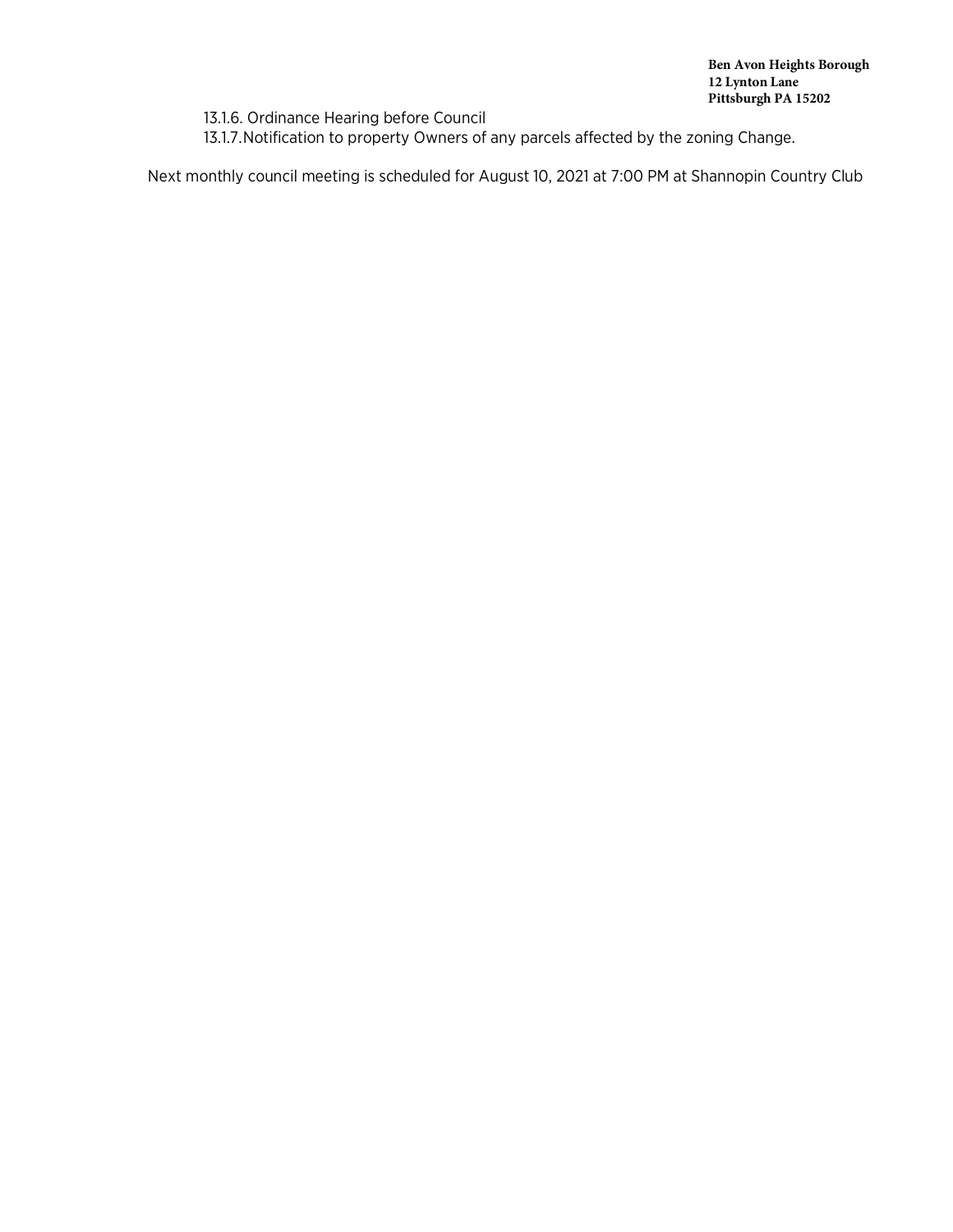13.1.6. Ordinance Hearing before Council

13.1.7. Notification to property Owners of any parcels affected by the zoning Change.

Next monthly council meeting is scheduled for August 10, 2021 at 7:00 PM at Shannopin Country Club